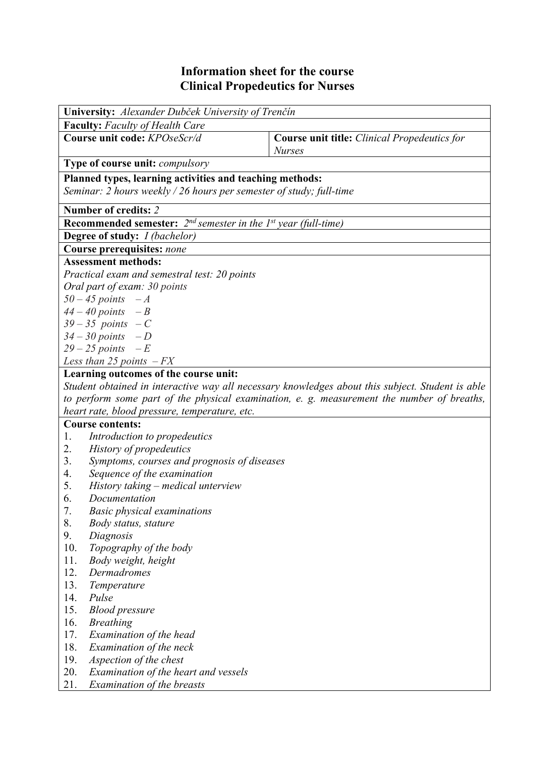# Information sheet for the course
# Clinical Propedeutics for Nurses

**University:** *Alexander Dubček University of Trenčín*

**Faculty:** *Faculty of Health Care*

| **Course unit code:** *KPOseScr/d* | **Course unit title:** *Clinical Propedeutics for Nurses* |
|---|---|

**Type of course unit:** *compulsory*

**Planned types, learning activities and teaching methods:**
*Seminar: 2 hours weekly / 26 hours per semester of study; full-time*

**Number of credits:** *2*

**Recommended semester:** *2nd semester in the 1st year (full-time)*

**Degree of study:** *I (bachelor)*

**Course prerequisites:** *none*

**Assessment methods:**
*Practical exam and semestral test: 20 points*
*Oral part of exam: 30 points*
*50 – 45 points – A*
*44 – 40 points – B*
*39 – 35 points – C*
*34 – 30 points – D*
*29 – 25 points – E*
*Less than 25 points – FX*

**Learning outcomes of the course unit:**
*Student obtained in interactive way all necessary knowledges about this subject. Student is able to perform some part of the physical examination, e. g. measurement the number of breaths, heart rate, blood pressure, temperature, etc.*

**Course contents:**

1. *Introduction to propedeutics*
2. *History of propedeutics*
3. *Symptoms, courses and prognosis of diseases*
4. *Sequence of the examination*
5. *History taking – medical unterview*
6. *Documentation*
7. *Basic physical examinations*
8. *Body status, stature*
9. *Diagnosis*
10. *Topography of the body*
11. *Body weight, height*
12. *Dermadromes*
13. *Temperature*
14. *Pulse*
15. *Blood pressure*
16. *Breathing*
17. *Examination of the head*
18. *Examination of the neck*
19. *Aspection of the chest*
20. *Examination of the heart and vessels*
21. *Examination of the breasts*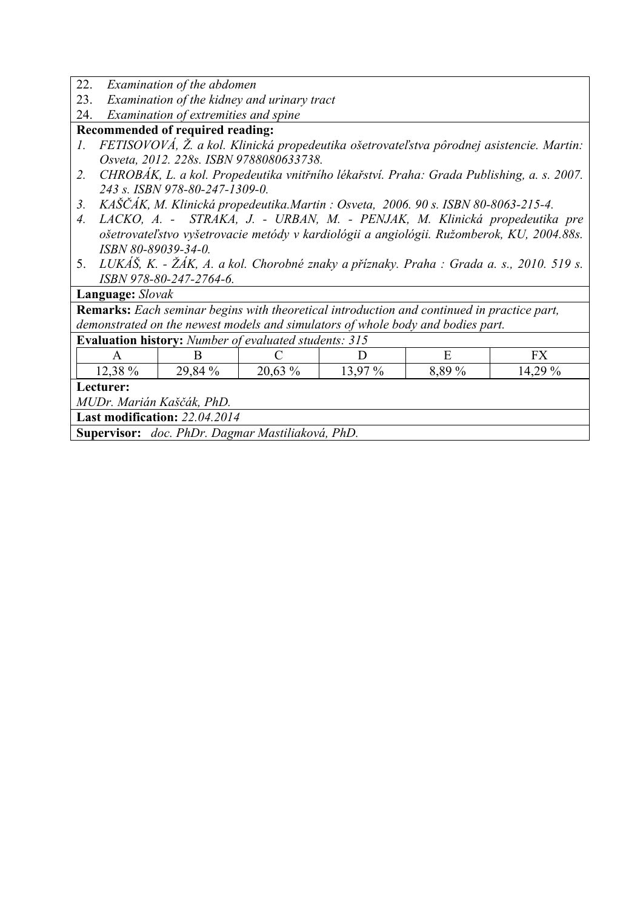22. *Examination of the abdomen*
23. *Examination of the kidney and urinary tract*
24. *Examination of extremities and spine*

**Recommended of required reading:**

1. *FETISOVOVÁ, Ž. a kol. Klinická propedeutika ošetrovateľstva pôrodnej asistencie. Martin: Osveta, 2012. 228s. ISBN 9788080633738.*
2. *CHROBÁK, L. a kol. Propedeutika vnitřního lékařství. Praha: Grada Publishing, a. s. 2007. 243 s. ISBN 978-80-247-1309-0.*
3. *KAŠČÁK, M. Klinická propedeutika.Martin : Osveta, 2006. 90 s. ISBN 80-8063-215-4.*
4. *LACKO, A. - STRAKA, J. - URBAN, M. - PENJAK, M. Klinická propedeutika pre ošetrovateľstvo vyšetrovacie metódy v kardiológii a angiológii. Ružomberok, KU, 2004.88s. ISBN 80-89039-34-0.*
5. *LUKÁŠ, K. - ŽÁK, A. a kol. Chorobné znaky a příznaky. Praha : Grada a. s., 2010. 519 s. ISBN 978-80-247-2764-6.*

**Language:** *Slovak*

**Remarks:** *Each seminar begins with theoretical introduction and continued in practice part, demonstrated on the newest models and simulators of whole body and bodies part.*

**Evaluation history:** *Number of evaluated students: 315*

| A | B | C | D | E | FX |
|---|---|---|---|---|---|
| 12,38 % | 29,84 % | 20,63 % | 13,97 % | 8,89 % | 14,29 % |

**Lecturer:**

*MUDr. Marián Kaščák, PhD.*

**Last modification:** *22.04.2014*

**Supervisor:** *doc. PhDr. Dagmar Mastiliaková, PhD.*